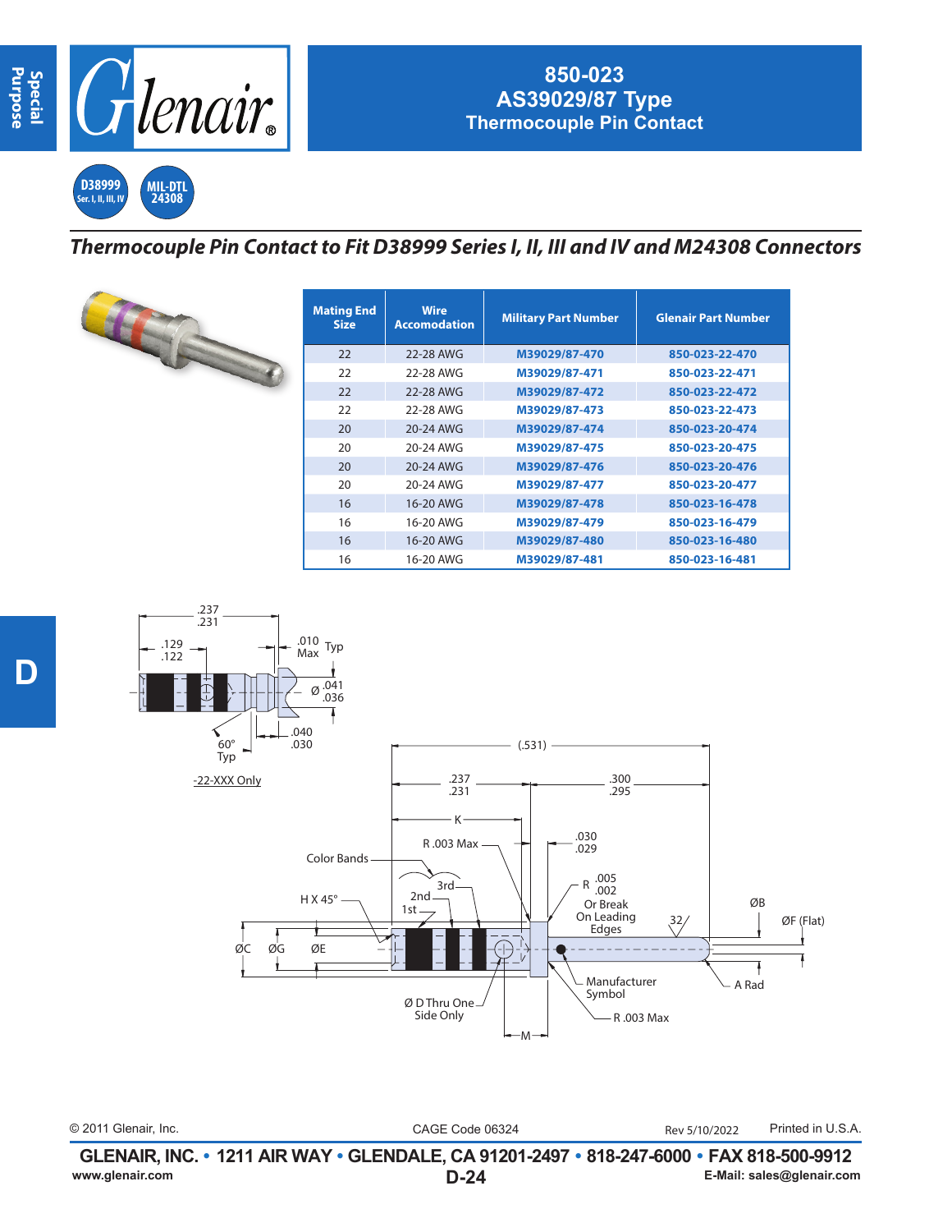# 850-023
## AS39029/87 Type
## Thermocouple Pin Contact

D38999 Ser. I, II, III, IV

MIL-DTL 24308

*Thermocouple Pin Contact to Fit D38999 Series I, II, III and IV and M24308 Connectors*

| Mating End Size | Wire Accomodation | Military Part Number | Glenair Part Number |
|---|---|---|---|
| 22 | 22-28 AWG | M39029/87-470 | 850-023-22-470 |
| 22 | 22-28 AWG | M39029/87-471 | 850-023-22-471 |
| 22 | 22-28 AWG | M39029/87-472 | 850-023-22-472 |
| 22 | 22-28 AWG | M39029/87-473 | 850-023-22-473 |
| 20 | 20-24 AWG | M39029/87-474 | 850-023-20-474 |
| 20 | 20-24 AWG | M39029/87-475 | 850-023-20-475 |
| 20 | 20-24 AWG | M39029/87-476 | 850-023-20-476 |
| 20 | 20-24 AWG | M39029/87-477 | 850-023-20-477 |
| 16 | 16-20 AWG | M39029/87-478 | 850-023-16-478 |
| 16 | 16-20 AWG | M39029/87-479 | 850-023-16-479 |
| 16 | 16-20 AWG | M39029/87-480 | 850-023-16-480 |
| 16 | 16-20 AWG | M39029/87-481 | 850-023-16-481 |

.237 .231

.129 .122

.010 Max Typ

Ø .041 .036

.040 .030

60° Typ

-22-XXX Only

(.531)

.237 .231

.300 .295

K

R .003 Max

.030 .029

Color Bands

3rd

2nd

1st

H X 45°

R .005 .002 Or Break On Leading Edges

32

ØB

ØF (Flat)

ØC ØG ØE

Manufacturer Symbol

A Rad

Ø D Thru One Side Only

R .003 Max

M

© 2011 Glenair, Inc. CAGE Code 06324 Rev 5/10/2022 Printed in U.S.A.

GLENAIR, INC. • 1211 AIR WAY • GLENDALE, CA 91201-2497 • 818-247-6000 • FAX 818-500-9912

www.glenair.com D-24 E-Mail: sales@glenair.com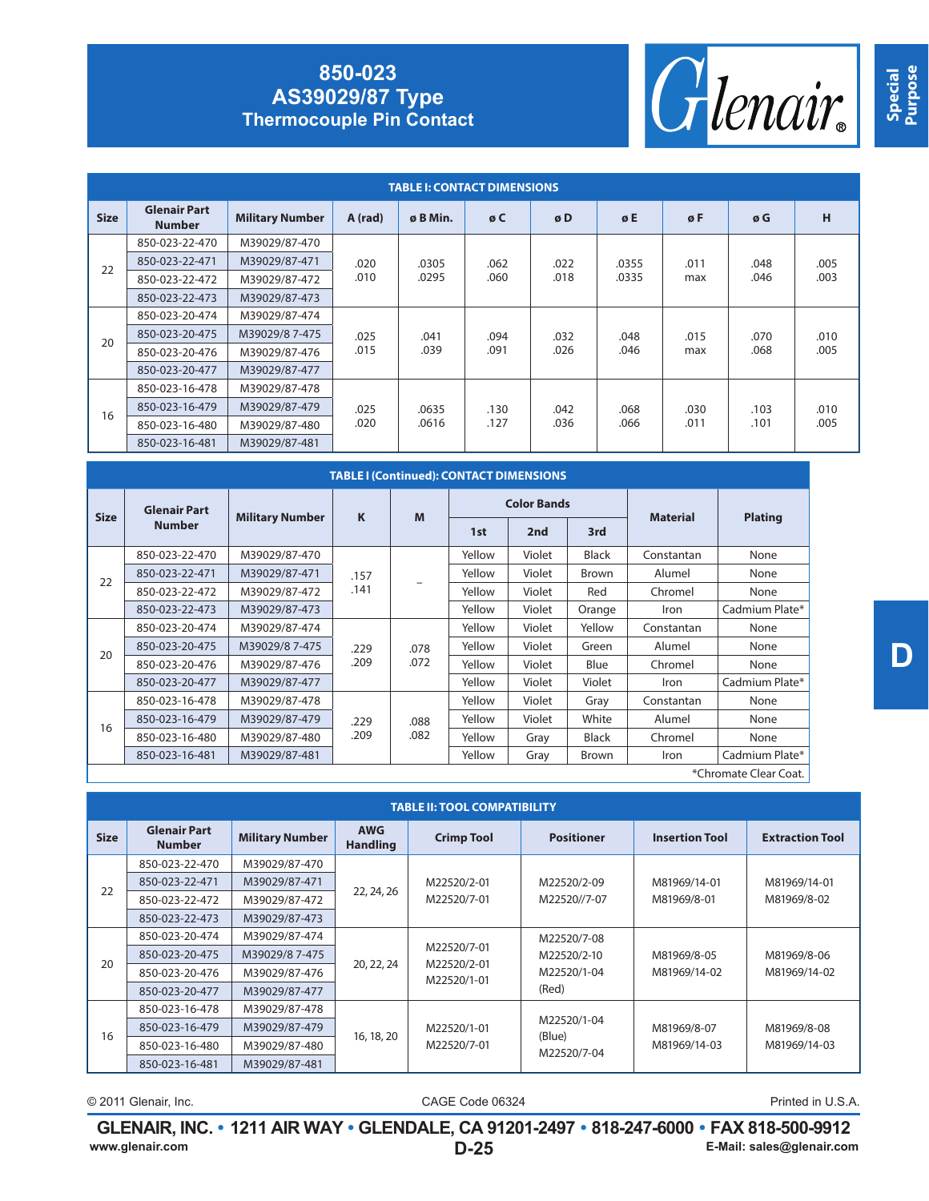# 850-023
## AS39029/87 Type
## Thermocouple Pin Contact

Special Purpose

**TABLE I: CONTACT DIMENSIONS**

| Size | Glenair Part Number | Military Number | A (rad) | ø B Min. | ø C | ø D | ø E | ø F | ø G | H |
|---|---|---|---|---|---|---|---|---|---|---|
| 22 | 850-023-22-470 | M39029/87-470 | .020 .010 | .0305 .0295 | .062 .060 | .022 .018 | .0355 .0335 | .011 max | .048 .046 | .005 .003 |
| | 850-023-22-471 | M39029/87-471 | | | | | | | | |
| | 850-023-22-472 | M39029/87-472 | | | | | | | | |
| | 850-023-22-473 | M39029/87-473 | | | | | | | | |
| 20 | 850-023-20-474 | M39029/87-474 | .025 .015 | .041 .039 | .094 .091 | .032 .026 | .048 .046 | .015 max | .070 .068 | .010 .005 |
| | 850-023-20-475 | M39029/8 7-475 | | | | | | | | |
| | 850-023-20-476 | M39029/87-476 | | | | | | | | |
| | 850-023-20-477 | M39029/87-477 | | | | | | | | |
| 16 | 850-023-16-478 | M39029/87-478 | .025 .020 | .0635 .0616 | .130 .127 | .042 .036 | .068 .066 | .030 .011 | .103 .101 | .010 .005 |
| | 850-023-16-479 | M39029/87-479 | | | | | | | | |
| | 850-023-16-480 | M39029/87-480 | | | | | | | | |
| | 850-023-16-481 | M39029/87-481 | | | | | | | | |

**TABLE I (Continued): CONTACT DIMENSIONS**

| Size | Glenair Part Number | Military Number | K | M | Color Bands | | | Material | Plating |
|---|---|---|---|---|---|---|---|---|---|
| | | | | | 1st | 2nd | 3rd | | |
| 22 | 850-023-22-470 | M39029/87-470 | .157 .141 | – | Yellow | Violet | Black | Constantan | None |
| | 850-023-22-471 | M39029/87-471 | | | Yellow | Violet | Brown | Alumel | None |
| | 850-023-22-472 | M39029/87-472 | | | Yellow | Violet | Red | Chromel | None |
| | 850-023-22-473 | M39029/87-473 | | | Yellow | Violet | Orange | Iron | Cadmium Plate* |
| 20 | 850-023-20-474 | M39029/87-474 | .229 .209 | .078 .072 | Yellow | Violet | Yellow | Constantan | None |
| | 850-023-20-475 | M39029/8 7-475 | | | Yellow | Violet | Green | Alumel | None |
| | 850-023-20-476 | M39029/87-476 | | | Yellow | Violet | Blue | Chromel | None |
| | 850-023-20-477 | M39029/87-477 | | | Yellow | Violet | Violet | Iron | Cadmium Plate* |
| 16 | 850-023-16-478 | M39029/87-478 | .229 .209 | .088 .082 | Yellow | Violet | Gray | Constantan | None |
| | 850-023-16-479 | M39029/87-479 | | | Yellow | Violet | White | Alumel | None |
| | 850-023-16-480 | M39029/87-480 | | | Yellow | Gray | Black | Chromel | None |
| | 850-023-16-481 | M39029/87-481 | | | Yellow | Gray | Brown | Iron | Cadmium Plate* |

*Chromate Clear Coat.

**TABLE II: TOOL COMPATIBILITY**

| Size | Glenair Part Number | Military Number | AWG Handling | Crimp Tool | Positioner | Insertion Tool | Extraction Tool |
|---|---|---|---|---|---|---|---|
| 22 | 850-023-22-470 | M39029/87-470 | 22, 24, 26 | M22520/2-01 M22520/7-01 | M22520/2-09 M22520//7-07 | M81969/14-01 M81969/8-01 | M81969/14-01 M81969/8-02 |
| | 850-023-22-471 | M39029/87-471 | | | | | |
| | 850-023-22-472 | M39029/87-472 | | | | | |
| | 850-023-22-473 | M39029/87-473 | | | | | |
| 20 | 850-023-20-474 | M39029/87-474 | 20, 22, 24 | M22520/7-01 M22520/2-01 M22520/1-01 | M22520/7-08 M22520/2-10 M22520/1-04 (Red) | M81969/8-05 M81969/14-02 | M81969/8-06 M81969/14-02 |
| | 850-023-20-475 | M39029/8 7-475 | | | | | |
| | 850-023-20-476 | M39029/87-476 | | | | | |
| | 850-023-20-477 | M39029/87-477 | | | | | |
| 16 | 850-023-16-478 | M39029/87-478 | 16, 18, 20 | M22520/1-01 M22520/7-01 | M22520/1-04 (Blue) M22520/7-04 | M81969/8-07 M81969/14-03 | M81969/8-08 M81969/14-03 |
| | 850-023-16-479 | M39029/87-479 | | | | | |
| | 850-023-16-480 | M39029/87-480 | | | | | |
| | 850-023-16-481 | M39029/87-481 | | | | | |

© 2011 Glenair, Inc. CAGE Code 06324 Printed in U.S.A.

**GLENAIR, INC. • 1211 AIR WAY • GLENDALE, CA 91201-2497 • 818-247-6000 • FAX 818-500-9912**
www.glenair.com E-Mail: sales@glenair.com